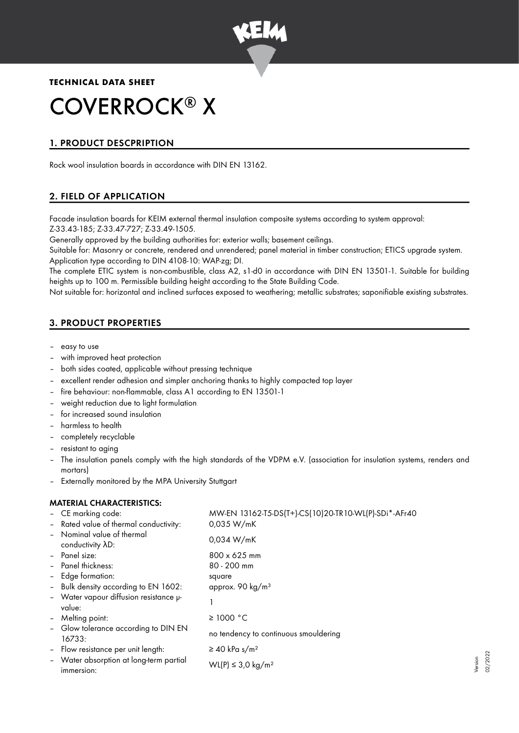**TECHNICAL DATA SHEET**

# COVERROCK® X

## 1. PRODUCT DESCPRIPTION

Rock wool insulation boards in accordance with DIN EN 13162.

## 2. FIELD OF APPLICATION

Facade insulation boards for KEIM external thermal insulation composite systems according to system approval: Z-33.43-185; Z-33.47-727; Z-33.49-1505.

Generally approved by the building authorities for: exterior walls; basement ceilings.

Suitable for: Masonry or concrete, rendered and unrendered; panel material in timber construction; ETICS upgrade system. Application type according to DIN 4108-10: WAP-zg; DI.

The complete ETIC system is non-combustible, class A2, s1-d0 in accordance with DIN EN 13501-1. Suitable for building heights up to 100 m. Permissible building height according to the State Building Code.

Not suitable for: horizontal and inclined surfaces exposed to weathering; metallic substrates; saponifiable existing substrates.

## 3. PRODUCT PROPERTIES

- easy to use
- with improved heat protection
- both sides coated, applicable without pressing technique
- excellent render adhesion and simpler anchoring thanks to highly compacted top layer
- fire behaviour: non-flammable, class A1 according to EN 13501-1
- weight reduction due to light formulation
- for increased sound insulation
- harmless to health
- completely recyclable
- resistant to aging
- The insulation panels comply with the high standards of the VDPM e.V. (association for insulation systems, renders and mortars)
- Externally monitored by the MPA University Stuttgart

### MATERIAL CHARACTERISTICS:

| | |
|---|---|
| – CE marking code: | MW-EN 13162-T5-DS(T+)-CS(10)20-TR10-WL(P)-SDi*-AFr40 |
| – Rated value of thermal conductivity: | 0,035 W/mK |
| – Nominal value of thermal conductivity λD: | 0,034 W/mK |
| – Panel size: | 800 x 625 mm |
| – Panel thickness: | 80 - 200 mm |
| – Edge formation: | square |
| – Bulk density according to EN 1602: | approx. 90 kg/m³ |
| – Water vapour diffusion resistance μ-value: | 1 |
| – Melting point: | ≥ 1000 °C |
| – Glow tolerance according to DIN EN 16733: | no tendency to continuous smouldering |
| – Flow resistance per unit length: | ≥ 40 kPa s/m² |
| – Water absorption at long-term partial immersion: | WL(P) ≤ 3,0 kg/m² |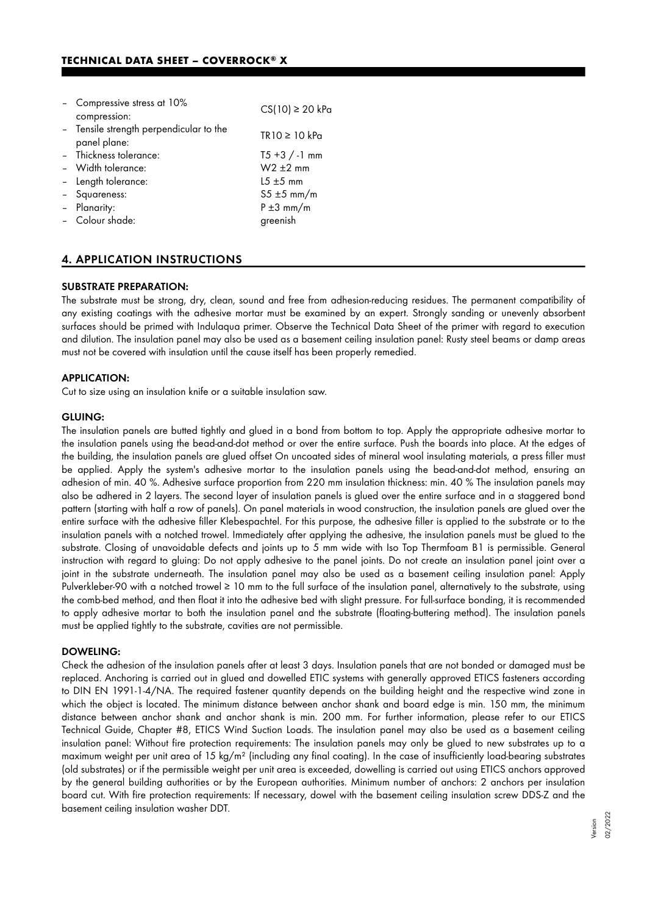- Compressive stress at 10% compression: CS(10) ≥ 20 kPa
- Tensile strength perpendicular to the panel plane: TR10 ≥ 10 kPa
- Thickness tolerance: T5 +3 / -1 mm
- Width tolerance: W2 ±2 mm
- Length tolerance: L5 ±5 mm
- Squareness: S5 ±5 mm/m
- Planarity: P ±3 mm/m
- Colour shade: greenish

## 4. APPLICATION INSTRUCTIONS

**SUBSTRATE PREPARATION:**

The substrate must be strong, dry, clean, sound and free from adhesion-reducing residues. The permanent compatibility of any existing coatings with the adhesive mortar must be examined by an expert. Strongly sanding or unevenly absorbent surfaces should be primed with Indulaqua primer. Observe the Technical Data Sheet of the primer with regard to execution and dilution. The insulation panel may also be used as a basement ceiling insulation panel: Rusty steel beams or damp areas must not be covered with insulation until the cause itself has been properly remedied.

**APPLICATION:**

Cut to size using an insulation knife or a suitable insulation saw.

**GLUING:**

The insulation panels are butted tightly and glued in a bond from bottom to top. Apply the appropriate adhesive mortar to the insulation panels using the bead-and-dot method or over the entire surface. Push the boards into place. At the edges of the building, the insulation panels are glued offset On uncoated sides of mineral wool insulating materials, a press filler must be applied. Apply the system's adhesive mortar to the insulation panels using the bead-and-dot method, ensuring an adhesion of min. 40 %. Adhesive surface proportion from 220 mm insulation thickness: min. 40 % The insulation panels may also be adhered in 2 layers. The second layer of insulation panels is glued over the entire surface and in a staggered bond pattern (starting with half a row of panels). On panel materials in wood construction, the insulation panels are glued over the entire surface with the adhesive filler Klebespachtel. For this purpose, the adhesive filler is applied to the substrate or to the insulation panels with a notched trowel. Immediately after applying the adhesive, the insulation panels must be glued to the substrate. Closing of unavoidable defects and joints up to 5 mm wide with Iso Top Thermfoam B1 is permissible. General instruction with regard to gluing: Do not apply adhesive to the panel joints. Do not create an insulation panel joint over a joint in the substrate underneath. The insulation panel may also be used as a basement ceiling insulation panel: Apply Pulverkleber-90 with a notched trowel ≥ 10 mm to the full surface of the insulation panel, alternatively to the substrate, using the comb-bed method, and then float it into the adhesive bed with slight pressure. For full-surface bonding, it is recommended to apply adhesive mortar to both the insulation panel and the substrate (floating-buttering method). The insulation panels must be applied tightly to the substrate, cavities are not permissible.

**DOWELING:**

Check the adhesion of the insulation panels after at least 3 days. Insulation panels that are not bonded or damaged must be replaced. Anchoring is carried out in glued and dowelled ETIC systems with generally approved ETICS fasteners according to DIN EN 1991-1-4/NA. The required fastener quantity depends on the building height and the respective wind zone in which the object is located. The minimum distance between anchor shank and board edge is min. 150 mm, the minimum distance between anchor shank and anchor shank is min. 200 mm. For further information, please refer to our ETICS Technical Guide, Chapter #8, ETICS Wind Suction Loads. The insulation panel may also be used as a basement ceiling insulation panel: Without fire protection requirements: The insulation panels may only be glued to new substrates up to a maximum weight per unit area of 15 kg/m² (including any final coating). In the case of insufficiently load-bearing substrates (old substrates) or if the permissible weight per unit area is exceeded, dowelling is carried out using ETICS anchors approved by the general building authorities or by the European authorities. Minimum number of anchors: 2 anchors per insulation board cut. With fire protection requirements: If necessary, dowel with the basement ceiling insulation screw DDS-Z and the basement ceiling insulation washer DDT.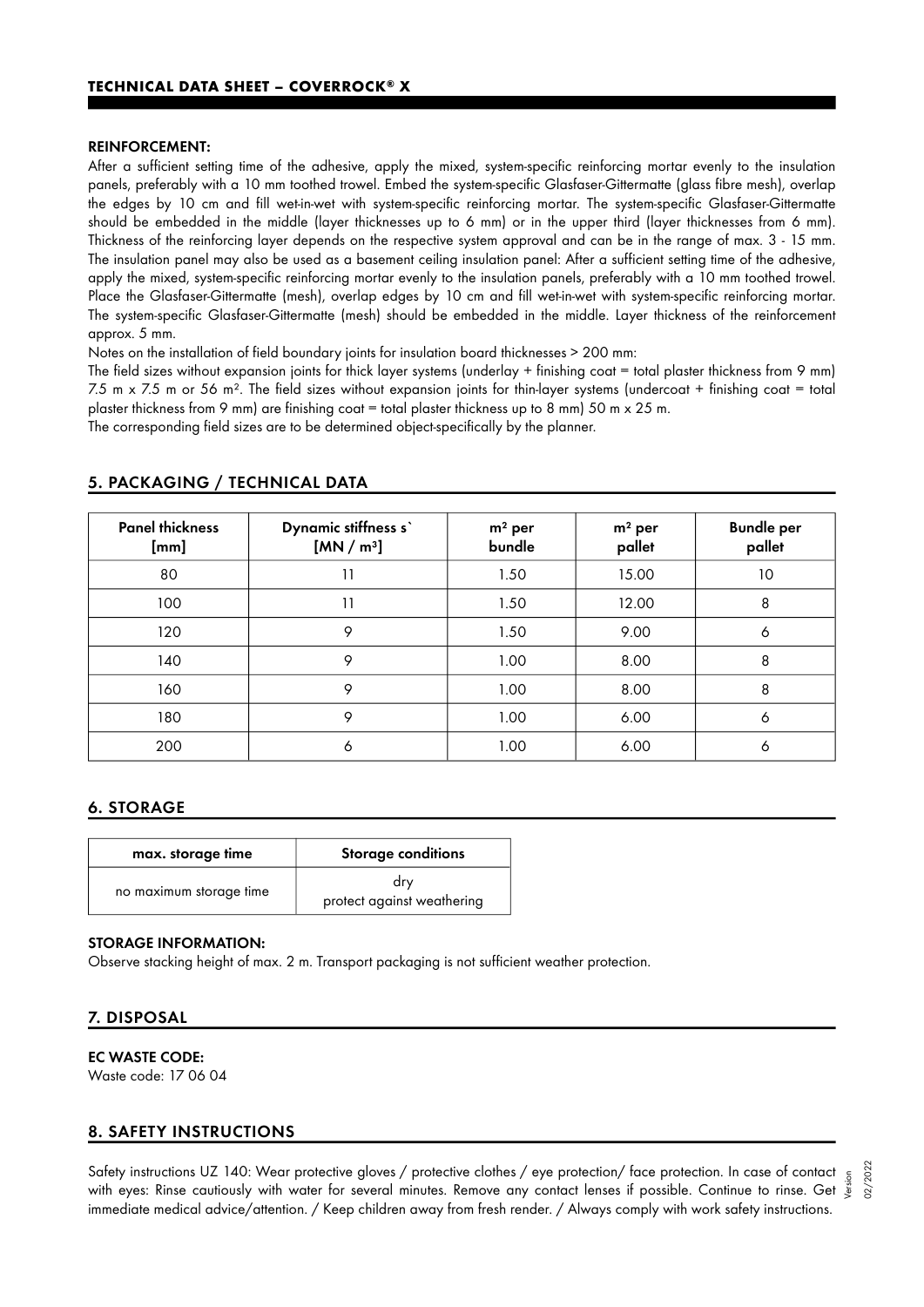**REINFORCEMENT:**

After a sufficient setting time of the adhesive, apply the mixed, system-specific reinforcing mortar evenly to the insulation panels, preferably with a 10 mm toothed trowel. Embed the system-specific Glasfaser-Gittermatte (glass fibre mesh), overlap the edges by 10 cm and fill wet-in-wet with system-specific reinforcing mortar. The system-specific Glasfaser-Gittermatte should be embedded in the middle (layer thicknesses up to 6 mm) or in the upper third (layer thicknesses from 6 mm). Thickness of the reinforcing layer depends on the respective system approval and can be in the range of max. 3 - 15 mm. The insulation panel may also be used as a basement ceiling insulation panel: After a sufficient setting time of the adhesive, apply the mixed, system-specific reinforcing mortar evenly to the insulation panels, preferably with a 10 mm toothed trowel. Place the Glasfaser-Gittermatte (mesh), overlap edges by 10 cm and fill wet-in-wet with system-specific reinforcing mortar. The system-specific Glasfaser-Gittermatte (mesh) should be embedded in the middle. Layer thickness of the reinforcement approx. 5 mm.

Notes on the installation of field boundary joints for insulation board thicknesses > 200 mm:

The field sizes without expansion joints for thick layer systems (underlay + finishing coat = total plaster thickness from 9 mm) 7.5 m x 7.5 m or 56 m². The field sizes without expansion joints for thin-layer systems (undercoat + finishing coat = total plaster thickness from 9 mm) are finishing coat = total plaster thickness up to 8 mm) 50 m x 25 m.

The corresponding field sizes are to be determined object-specifically by the planner.

## 5. PACKAGING / TECHNICAL DATA

| Panel thickness [mm] | Dynamic stiffness s` [MN / m³] | m² per bundle | m² per pallet | Bundle per pallet |
|---|---|---|---|---|
| 80 | 11 | 1.50 | 15.00 | 10 |
| 100 | 11 | 1.50 | 12.00 | 8 |
| 120 | 9 | 1.50 | 9.00 | 6 |
| 140 | 9 | 1.00 | 8.00 | 8 |
| 160 | 9 | 1.00 | 8.00 | 8 |
| 180 | 9 | 1.00 | 6.00 | 6 |
| 200 | 6 | 1.00 | 6.00 | 6 |

## 6. STORAGE

| max. storage time | Storage conditions |
|---|---|
| no maximum storage time | dry<br>protect against weathering |

**STORAGE INFORMATION:**

Observe stacking height of max. 2 m. Transport packaging is not sufficient weather protection.

## 7. DISPOSAL

**EC WASTE CODE:**

Waste code: 17 06 04

## 8. SAFETY INSTRUCTIONS

Safety instructions UZ 140: Wear protective gloves / protective clothes / eye protection/ face protection. In case of contact with eyes: Rinse cautiously with water for several minutes. Remove any contact lenses if possible. Continue to rinse. Get immediate medical advice/attention. / Keep children away from fresh render. / Always comply with work safety instructions.

Version 02/2022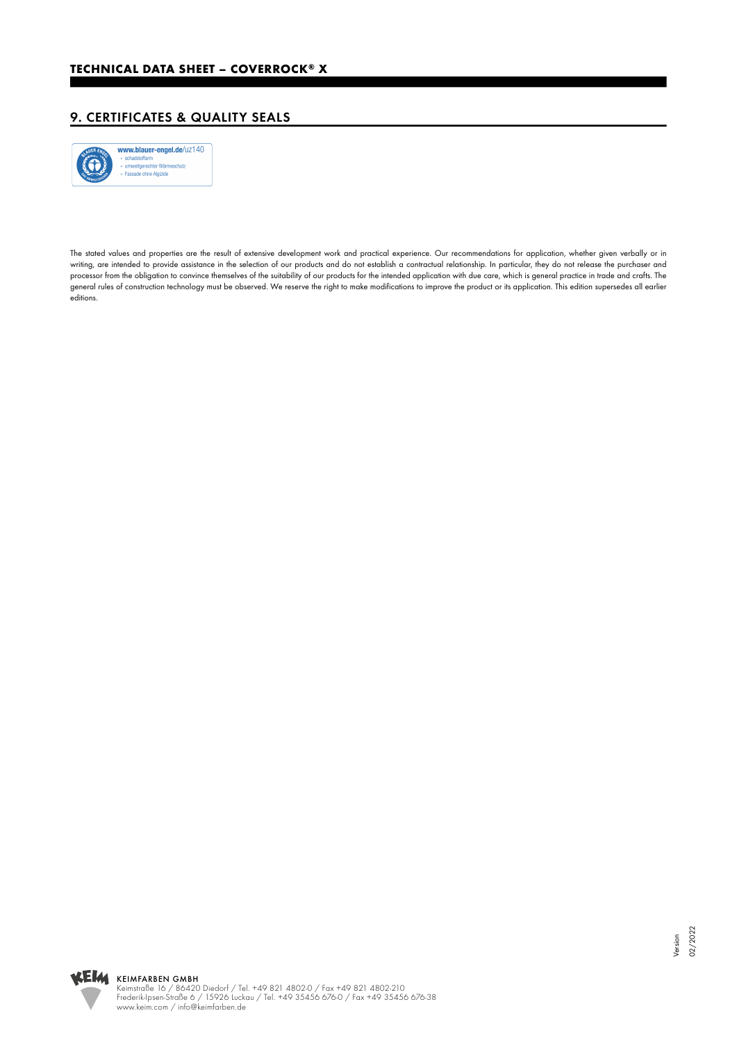## 9. CERTIFICATES & QUALITY SEALS

www.blauer-engel.de/uz140
- schadstoffarm
- umweltgerechter Wärmeschutz
- Fassade ohne Algizide

The stated values and properties are the result of extensive development work and practical experience. Our recommendations for application, whether given verbally or in writing, are intended to provide assistance in the selection of our products and do not establish a contractual relationship. In particular, they do not release the purchaser and processor from the obligation to convince themselves of the suitability of our products for the intended application with due care, which is general practice in trade and crafts. The general rules of construction technology must be observed. We reserve the right to make modifications to improve the product or its application. This edition supersedes all earlier editions.

KEIMFARBEN GMBH
Keimstraße 16 / 86420 Diedorf / Tel. +49 821 4802-0 / Fax +49 821 4802-210
Frederik-Ipsen-Straße 6 / 15926 Luckau / Tel. +49 35456 676-0 / Fax +49 35456 676-38
www.keim.com / info@keimfarben.de

Version 02/2022